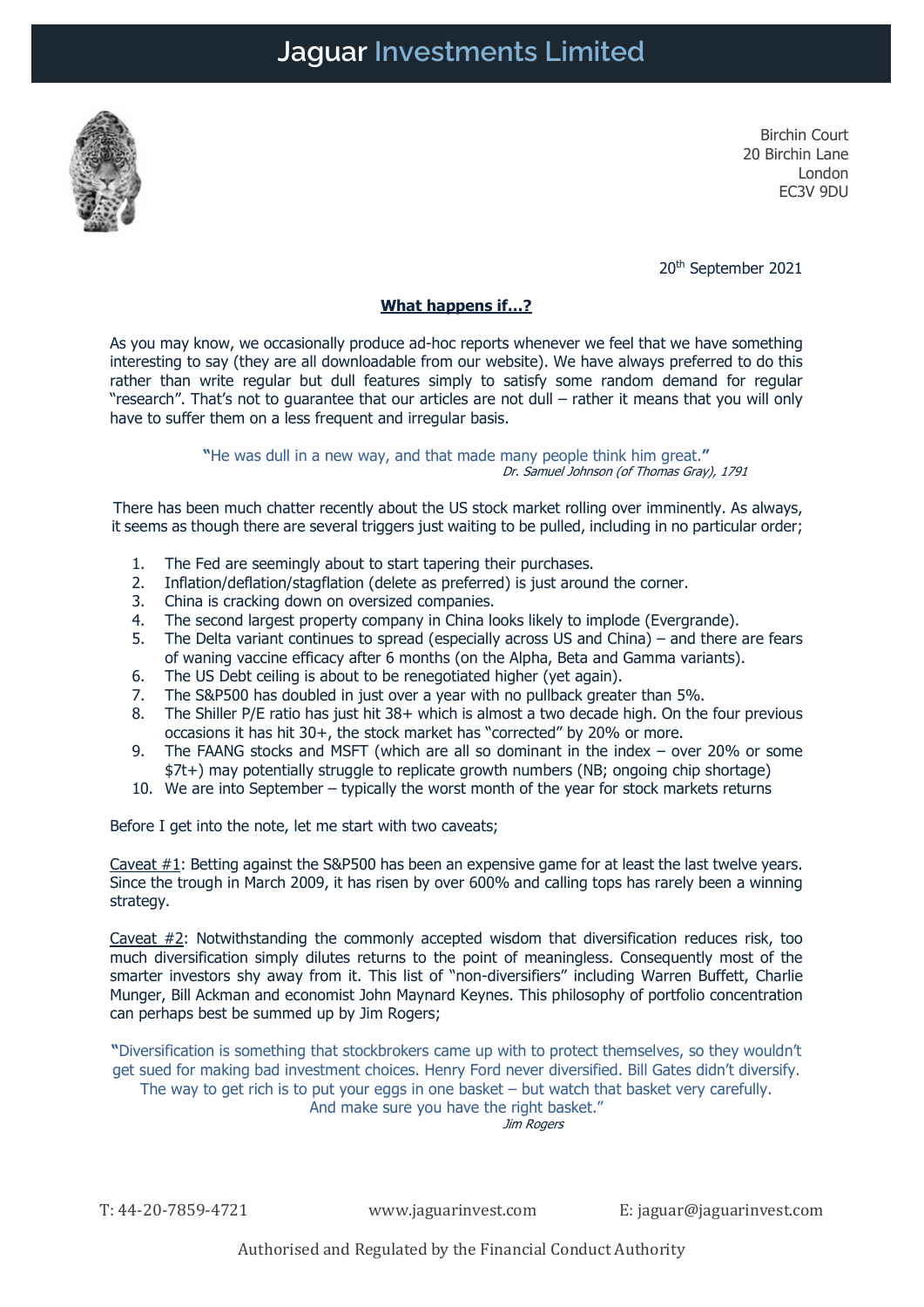# Jaguar Investments Limited

Birchin Court
20 Birchin Lane
London
EC3V 9DU

20th September 2021

## What happens if…?

As you may know, we occasionally produce ad-hoc reports whenever we feel that we have something interesting to say (they are all downloadable from our website). We have always preferred to do this rather than write regular but dull features simply to satisfy some random demand for regular "research". That's not to guarantee that our articles are not dull – rather it means that you will only have to suffer them on a less frequent and irregular basis.

> "He was dull in a new way, and that made many people think him great."
> *Dr. Samuel Johnson (of Thomas Gray), 1791*

There has been much chatter recently about the US stock market rolling over imminently. As always, it seems as though there are several triggers just waiting to be pulled, including in no particular order;

1. The Fed are seemingly about to start tapering their purchases.
2. Inflation/deflation/stagflation (delete as preferred) is just around the corner.
3. China is cracking down on oversized companies.
4. The second largest property company in China looks likely to implode (Evergrande).
5. The Delta variant continues to spread (especially across US and China) – and there are fears of waning vaccine efficacy after 6 months (on the Alpha, Beta and Gamma variants).
6. The US Debt ceiling is about to be renegotiated higher (yet again).
7. The S&P500 has doubled in just over a year with no pullback greater than 5%.
8. The Shiller P/E ratio has just hit 38+ which is almost a two decade high. On the four previous occasions it has hit 30+, the stock market has "corrected" by 20% or more.
9. The FAANG stocks and MSFT (which are all so dominant in the index – over 20% or some $7t+) may potentially struggle to replicate growth numbers (NB; ongoing chip shortage)
10. We are into September – typically the worst month of the year for stock markets returns

Before I get into the note, let me start with two caveats;

Caveat #1: Betting against the S&P500 has been an expensive game for at least the last twelve years. Since the trough in March 2009, it has risen by over 600% and calling tops has rarely been a winning strategy.

Caveat #2: Notwithstanding the commonly accepted wisdom that diversification reduces risk, too much diversification simply dilutes returns to the point of meaningless. Consequently most of the smarter investors shy away from it. This list of "non-diversifiers" including Warren Buffett, Charlie Munger, Bill Ackman and economist John Maynard Keynes. This philosophy of portfolio concentration can perhaps best be summed up by Jim Rogers;

> "Diversification is something that stockbrokers came up with to protect themselves, so they wouldn't get sued for making bad investment choices. Henry Ford never diversified. Bill Gates didn't diversify. The way to get rich is to put your eggs in one basket – but watch that basket very carefully. And make sure you have the right basket."
> *Jim Rogers*

T: 44-20-7859-4721 www.jaguarinvest.com E: jaguar@jaguarinvest.com

Authorised and Regulated by the Financial Conduct Authority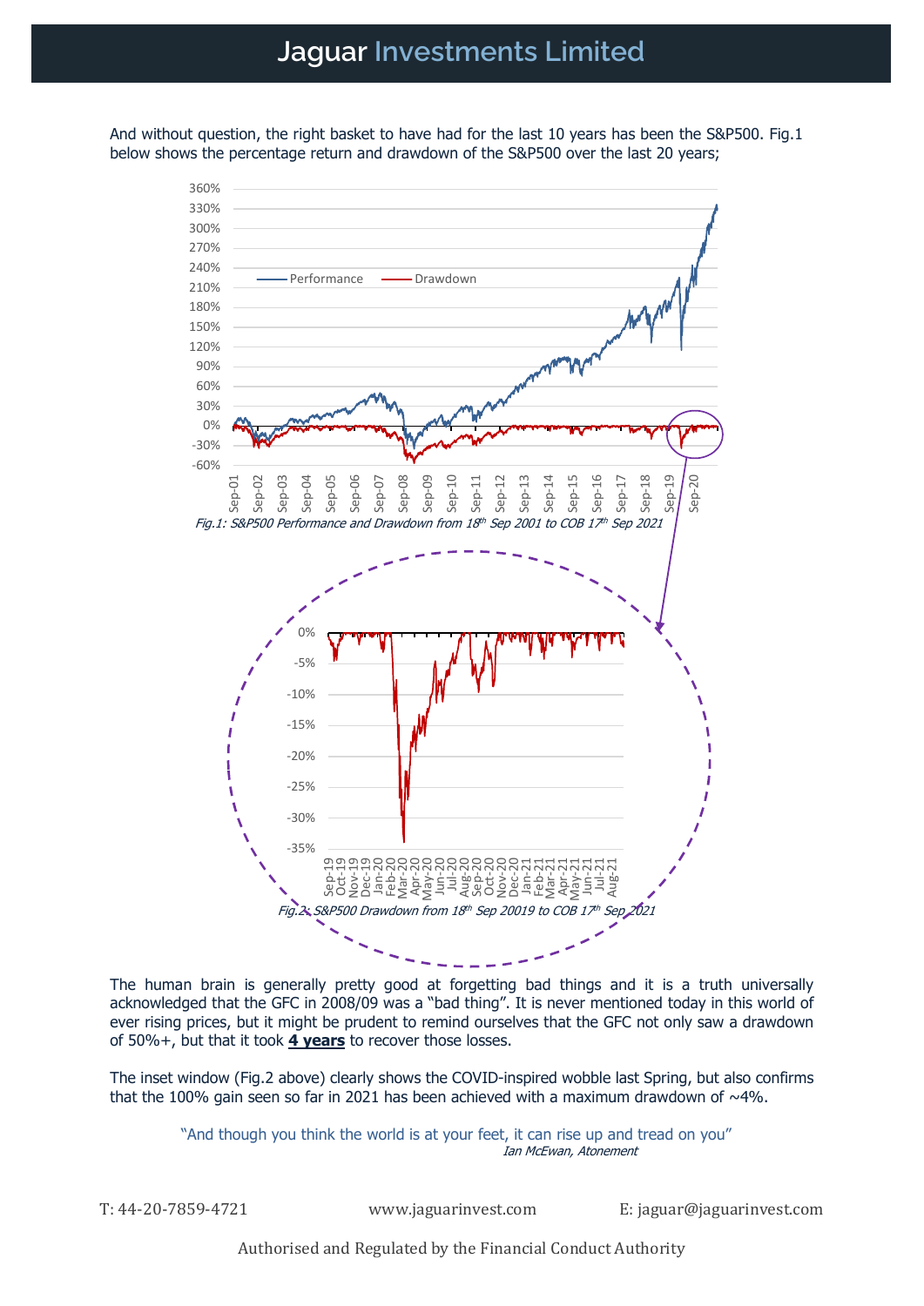And without question, the right basket to have had for the last 10 years has been the S&P500. Fig.1 below shows the percentage return and drawdown of the S&P500 over the last 20 years;

*Fig.1: S&P500 Performance and Drawdown from 18th Sep 2001 to COB 17th Sep 2021*

*Fig.2: S&P500 Drawdown from 18th Sep 20019 to COB 17th Sep 2021*

The human brain is generally pretty good at forgetting bad things and it is a truth universally acknowledged that the GFC in 2008/09 was a "bad thing". It is never mentioned today in this world of ever rising prices, but it might be prudent to remind ourselves that the GFC not only saw a drawdown of 50%+, but that it took **4 years** to recover those losses.

The inset window (Fig.2 above) clearly shows the COVID-inspired wobble last Spring, but also confirms that the 100% gain seen so far in 2021 has been achieved with a maximum drawdown of ~4%.

> "And though you think the world is at your feet, it can rise up and tread on you"
>
> *Ian McEwan, Atonement*

T: 44-20-7859-4721 www.jaguarinvest.com E: jaguar@jaguarinvest.com

Authorised and Regulated by the Financial Conduct Authority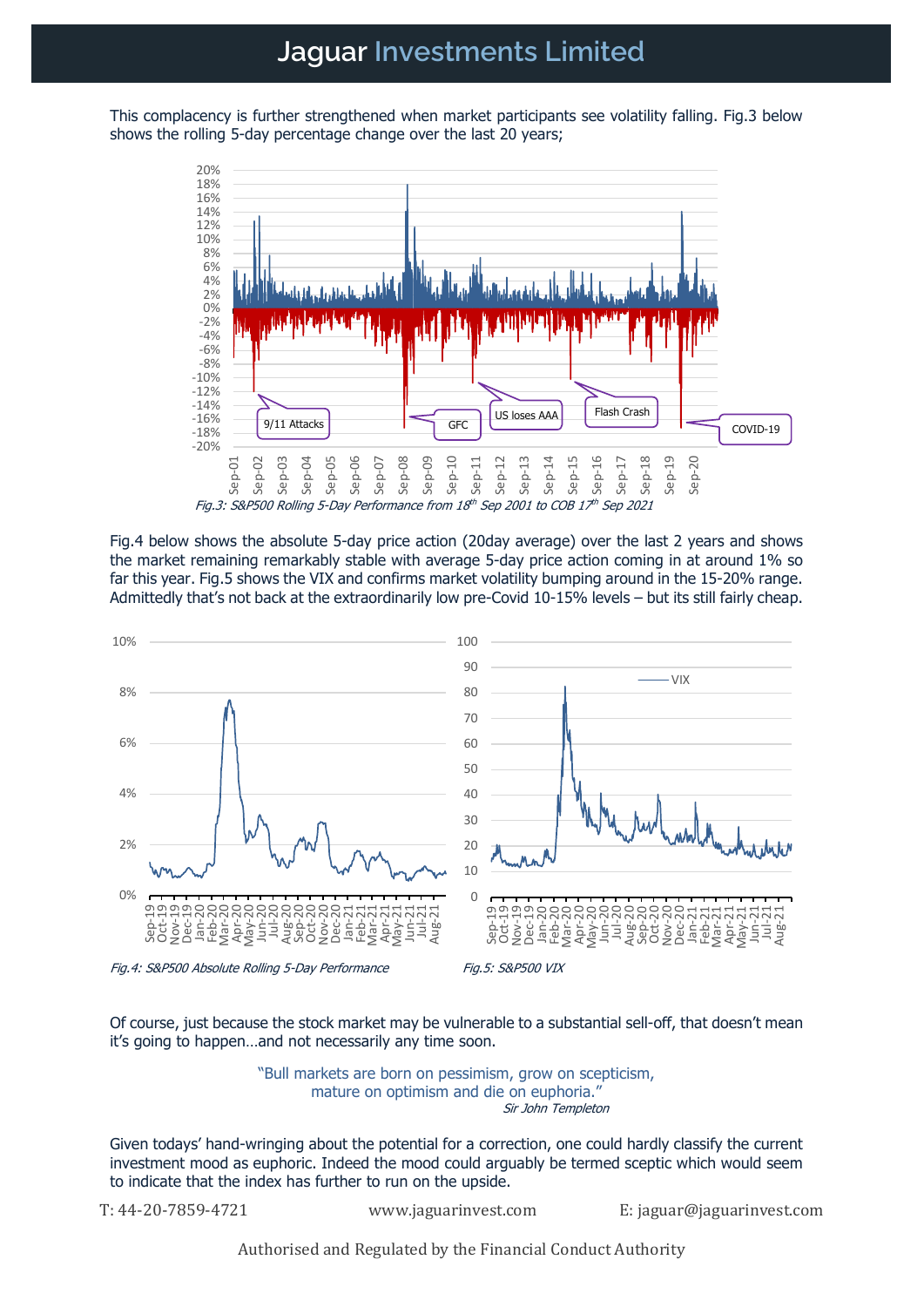This complacency is further strengthened when market participants see volatility falling. Fig.3 below shows the rolling 5-day percentage change over the last 20 years;

*Fig.3: S&P500 Rolling 5-Day Performance from 18th Sep 2001 to COB 17th Sep 2021*

Fig.4 below shows the absolute 5-day price action (20day average) over the last 2 years and shows the market remaining remarkably stable with average 5-day price action coming in at around 1% so far this year. Fig.5 shows the VIX and confirms market volatility bumping around in the 15-20% range. Admittedly that's not back at the extraordinarily low pre-Covid 10-15% levels – but its still fairly cheap.

*Fig.4: S&P500 Absolute Rolling 5-Day Performance*

*Fig.5: S&P500 VIX*

Of course, just because the stock market may be vulnerable to a substantial sell-off, that doesn't mean it's going to happen…and not necessarily any time soon.

> "Bull markets are born on pessimism, grow on scepticism, mature on optimism and die on euphoria."
>
> *Sir John Templeton*

Given todays' hand-wringing about the potential for a correction, one could hardly classify the current investment mood as euphoric. Indeed the mood could arguably be termed sceptic which would seem to indicate that the index has further to run on the upside.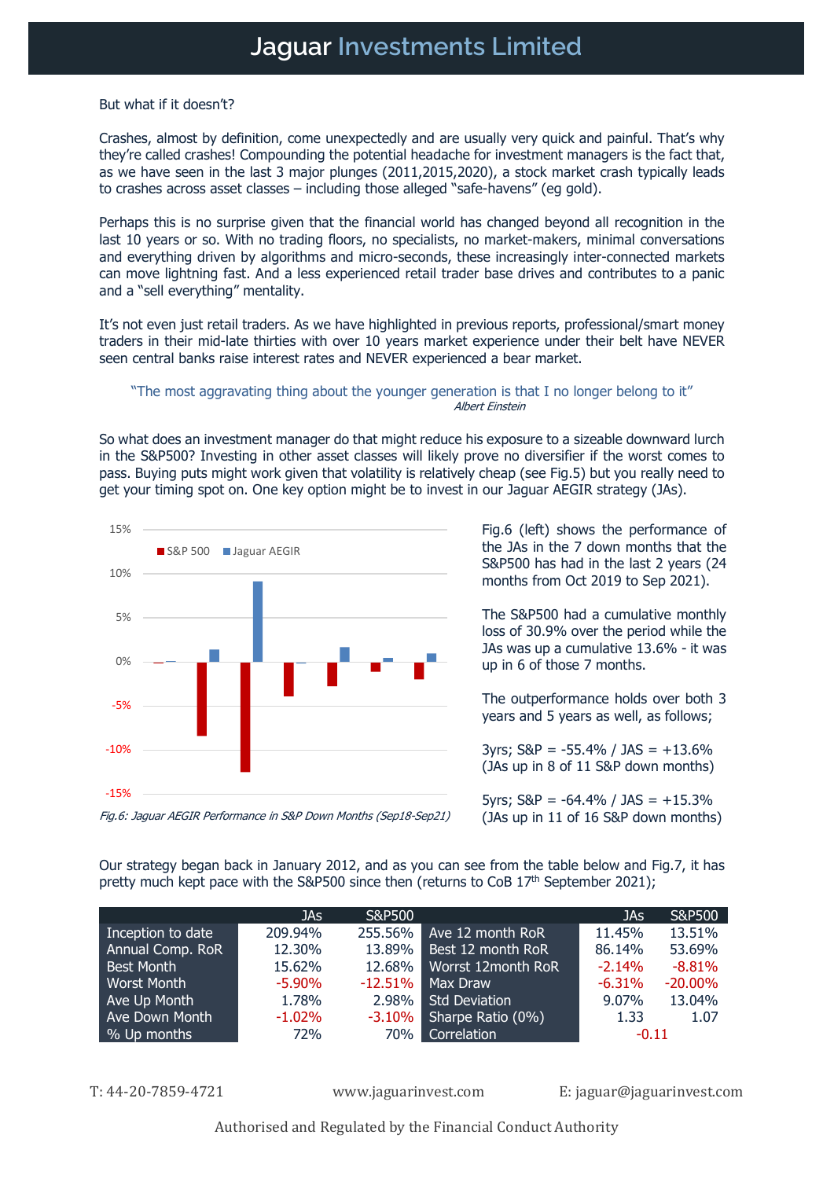But what if it doesn't?

Crashes, almost by definition, come unexpectedly and are usually very quick and painful. That's why they're called crashes! Compounding the potential headache for investment managers is the fact that, as we have seen in the last 3 major plunges (2011,2015,2020), a stock market crash typically leads to crashes across asset classes – including those alleged "safe-havens" (eg gold).

Perhaps this is no surprise given that the financial world has changed beyond all recognition in the last 10 years or so. With no trading floors, no specialists, no market-makers, minimal conversations and everything driven by algorithms and micro-seconds, these increasingly inter-connected markets can move lightning fast. And a less experienced retail trader base drives and contributes to a panic and a "sell everything" mentality.

It's not even just retail traders. As we have highlighted in previous reports, professional/smart money traders in their mid-late thirties with over 10 years market experience under their belt have NEVER seen central banks raise interest rates and NEVER experienced a bear market.

> "The most aggravating thing about the younger generation is that I no longer belong to it"
> *Albert Einstein*

So what does an investment manager do that might reduce his exposure to a sizeable downward lurch in the S&P500? Investing in other asset classes will likely prove no diversifier if the worst comes to pass. Buying puts might work given that volatility is relatively cheap (see Fig.5) but you really need to get your timing spot on. One key option might be to invest in our Jaguar AEGIR strategy (JAs).

*Fig.6: Jaguar AEGIR Performance in S&P Down Months (Sep18-Sep21)*

Fig.6 (left) shows the performance of the JAs in the 7 down months that the S&P500 has had in the last 2 years (24 months from Oct 2019 to Sep 2021).

The S&P500 had a cumulative monthly loss of 30.9% over the period while the JAs was up a cumulative 13.6% - it was up in 6 of those 7 months.

The outperformance holds over both 3 years and 5 years as well, as follows;

3yrs; S&P = -55.4% / JAS = +13.6% (JAs up in 8 of 11 S&P down months)

5yrs; S&P = -64.4% / JAS = +15.3% (JAs up in 11 of 16 S&P down months)

Our strategy began back in January 2012, and as you can see from the table below and Fig.7, it has pretty much kept pace with the S&P500 since then (returns to CoB 17th September 2021);

| | JAs | S&P500 | | JAs | S&P500 |
|---|---|---|---|---|---|
| Inception to date | 209.94% | 255.56% | Ave 12 month RoR | 11.45% | 13.51% |
| Annual Comp. RoR | 12.30% | 13.89% | Best 12 month RoR | 86.14% | 53.69% |
| Best Month | 15.62% | 12.68% | Worrst 12month RoR | -2.14% | -8.81% |
| Worst Month | -5.90% | -12.51% | Max Draw | -6.31% | -20.00% |
| Ave Up Month | 1.78% | 2.98% | Std Deviation | 9.07% | 13.04% |
| Ave Down Month | -1.02% | -3.10% | Sharpe Ratio (0%) | 1.33 | 1.07 |
| % Up months | 72% | 70% | Correlation | -0.11 | |

T: 44-20-7859-4721 www.jaguarinvest.com E: jaguar@jaguarinvest.com

Authorised and Regulated by the Financial Conduct Authority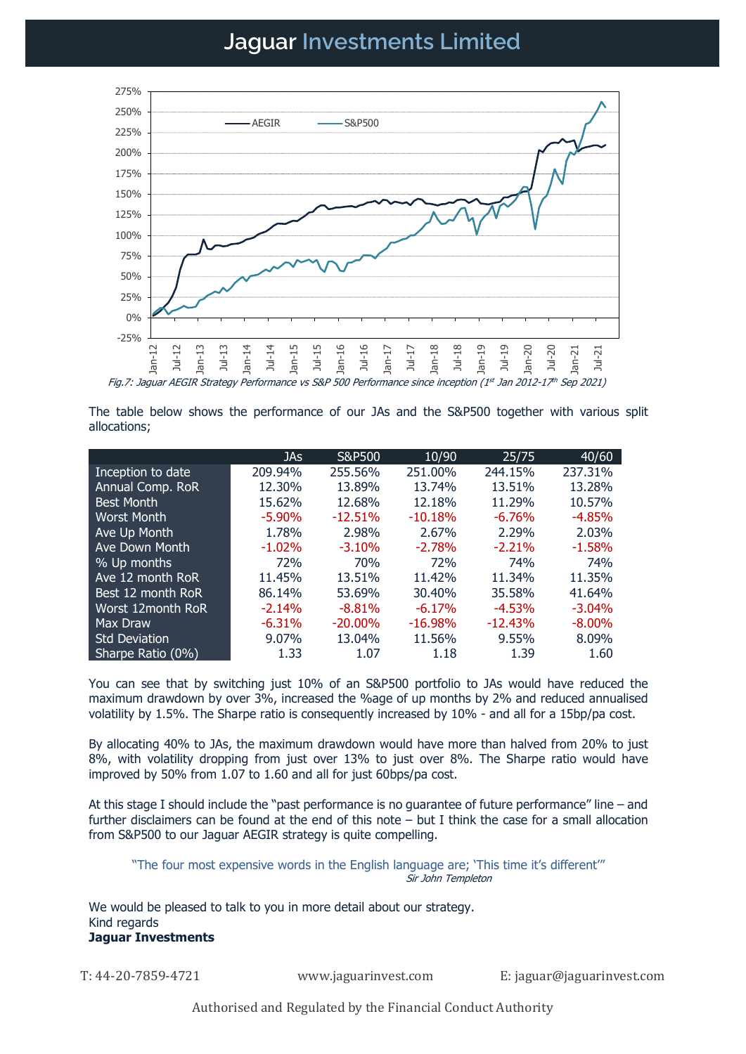# Jaguar Investments Limited

*Fig.7: Jaguar AEGIR Strategy Performance vs S&P 500 Performance since inception (1st Jan 2012-17th Sep 2021)*

The table below shows the performance of our JAs and the S&P500 together with various split allocations;

| | JAs | S&P500 | 10/90 | 25/75 | 40/60 |
|---|---|---|---|---|---|
| Inception to date | 209.94% | 255.56% | 251.00% | 244.15% | 237.31% |
| Annual Comp. RoR | 12.30% | 13.89% | 13.74% | 13.51% | 13.28% |
| Best Month | 15.62% | 12.68% | 12.18% | 11.29% | 10.57% |
| Worst Month | -5.90% | -12.51% | -10.18% | -6.76% | -4.85% |
| Ave Up Month | 1.78% | 2.98% | 2.67% | 2.29% | 2.03% |
| Ave Down Month | -1.02% | -3.10% | -2.78% | -2.21% | -1.58% |
| % Up months | 72% | 70% | 72% | 74% | 74% |
| Ave 12 month RoR | 11.45% | 13.51% | 11.42% | 11.34% | 11.35% |
| Best 12 month RoR | 86.14% | 53.69% | 30.40% | 35.58% | 41.64% |
| Worst 12month RoR | -2.14% | -8.81% | -6.17% | -4.53% | -3.04% |
| Max Draw | -6.31% | -20.00% | -16.98% | -12.43% | -8.00% |
| Std Deviation | 9.07% | 13.04% | 11.56% | 9.55% | 8.09% |
| Sharpe Ratio (0%) | 1.33 | 1.07 | 1.18 | 1.39 | 1.60 |

You can see that by switching just 10% of an S&P500 portfolio to JAs would have reduced the maximum drawdown by over 3%, increased the %age of up months by 2% and reduced annualised volatility by 1.5%. The Sharpe ratio is consequently increased by 10% - and all for a 15bp/pa cost.

By allocating 40% to JAs, the maximum drawdown would have more than halved from 20% to just 8%, with volatility dropping from just over 13% to just over 8%. The Sharpe ratio would have improved by 50% from 1.07 to 1.60 and all for just 60bps/pa cost.

At this stage I should include the "past performance is no guarantee of future performance" line – and further disclaimers can be found at the end of this note – but I think the case for a small allocation from S&P500 to our Jaguar AEGIR strategy is quite compelling.

"The four most expensive words in the English language are; 'This time it's different'"
*Sir John Templeton*

We would be pleased to talk to you in more detail about our strategy.
Kind regards
**Jaguar Investments**

T: 44-20-7859-4721 | www.jaguarinvest.com | E: jaguar@jaguarinvest.com

Authorised and Regulated by the Financial Conduct Authority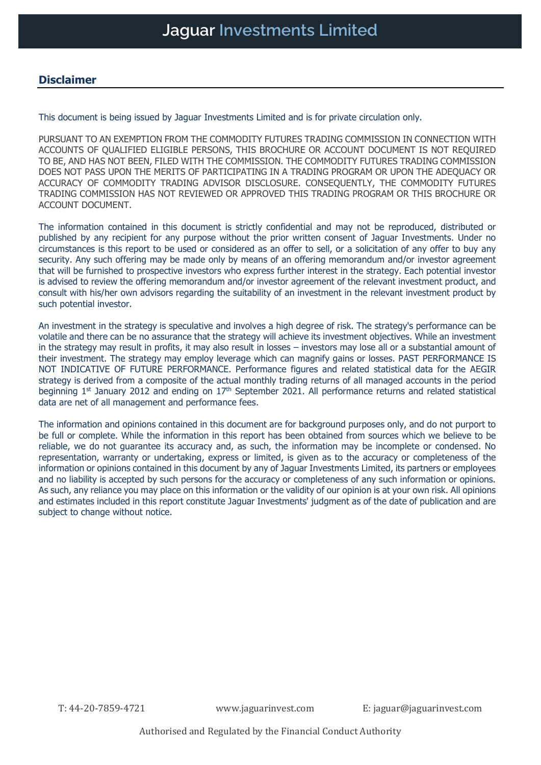## Disclaimer

This document is being issued by Jaguar Investments Limited and is for private circulation only.

PURSUANT TO AN EXEMPTION FROM THE COMMODITY FUTURES TRADING COMMISSION IN CONNECTION WITH ACCOUNTS OF QUALIFIED ELIGIBLE PERSONS, THIS BROCHURE OR ACCOUNT DOCUMENT IS NOT REQUIRED TO BE, AND HAS NOT BEEN, FILED WITH THE COMMISSION. THE COMMODITY FUTURES TRADING COMMISSION DOES NOT PASS UPON THE MERITS OF PARTICIPATING IN A TRADING PROGRAM OR UPON THE ADEQUACY OR ACCURACY OF COMMODITY TRADING ADVISOR DISCLOSURE. CONSEQUENTLY, THE COMMODITY FUTURES TRADING COMMISSION HAS NOT REVIEWED OR APPROVED THIS TRADING PROGRAM OR THIS BROCHURE OR ACCOUNT DOCUMENT.

The information contained in this document is strictly confidential and may not be reproduced, distributed or published by any recipient for any purpose without the prior written consent of Jaguar Investments. Under no circumstances is this report to be used or considered as an offer to sell, or a solicitation of any offer to buy any security. Any such offering may be made only by means of an offering memorandum and/or investor agreement that will be furnished to prospective investors who express further interest in the strategy. Each potential investor is advised to review the offering memorandum and/or investor agreement of the relevant investment product, and consult with his/her own advisors regarding the suitability of an investment in the relevant investment product by such potential investor.

An investment in the strategy is speculative and involves a high degree of risk. The strategy's performance can be volatile and there can be no assurance that the strategy will achieve its investment objectives. While an investment in the strategy may result in profits, it may also result in losses – investors may lose all or a substantial amount of their investment. The strategy may employ leverage which can magnify gains or losses. PAST PERFORMANCE IS NOT INDICATIVE OF FUTURE PERFORMANCE. Performance figures and related statistical data for the AEGIR strategy is derived from a composite of the actual monthly trading returns of all managed accounts in the period beginning 1st January 2012 and ending on 17th September 2021. All performance returns and related statistical data are net of all management and performance fees.

The information and opinions contained in this document are for background purposes only, and do not purport to be full or complete. While the information in this report has been obtained from sources which we believe to be reliable, we do not guarantee its accuracy and, as such, the information may be incomplete or condensed. No representation, warranty or undertaking, express or limited, is given as to the accuracy or completeness of the information or opinions contained in this document by any of Jaguar Investments Limited, its partners or employees and no liability is accepted by such persons for the accuracy or completeness of any such information or opinions. As such, any reliance you may place on this information or the validity of our opinion is at your own risk. All opinions and estimates included in this report constitute Jaguar Investments' judgment as of the date of publication and are subject to change without notice.